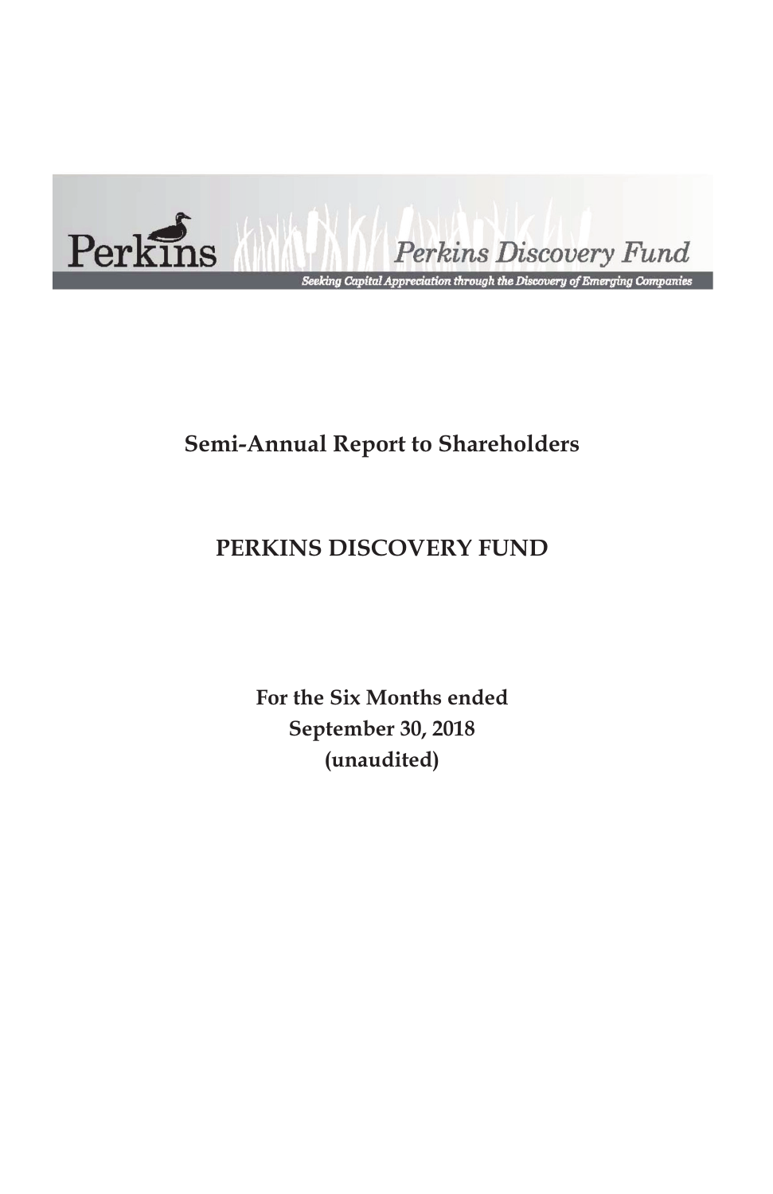Perkins

*Perkins Discovery Fund*

*Seeking Capital Appreciation through the Discovery of Emerging Companies*

# Semi-Annual Report to Shareholders

# PERKINS DISCOVERY FUND

**For the Six Months ended**
**September 30, 2018**
**(unaudited)**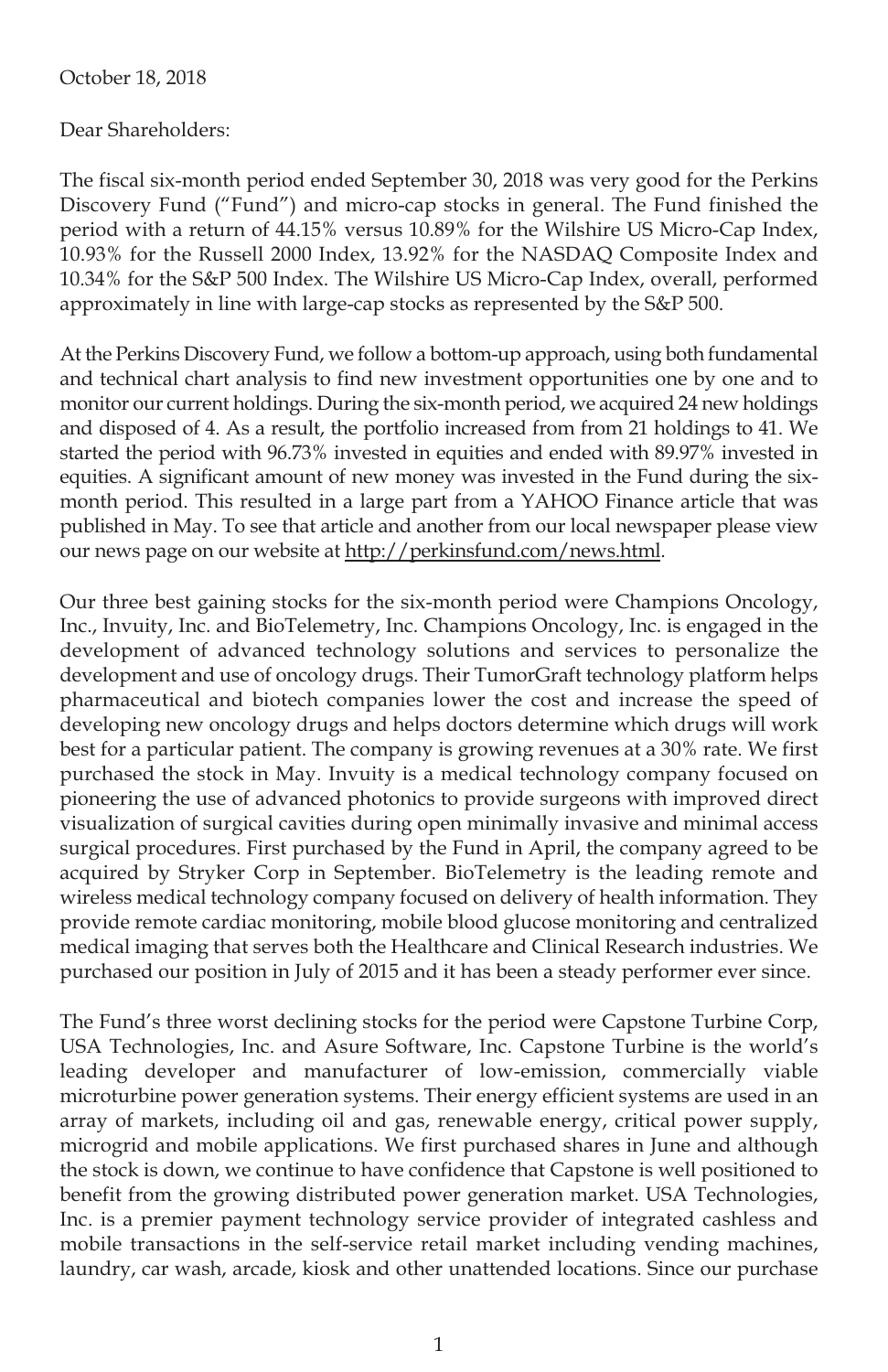October 18, 2018

Dear Shareholders:

The fiscal six-month period ended September 30, 2018 was very good for the Perkins Discovery Fund ("Fund") and micro-cap stocks in general. The Fund finished the period with a return of 44.15% versus 10.89% for the Wilshire US Micro-Cap Index, 10.93% for the Russell 2000 Index, 13.92% for the NASDAQ Composite Index and 10.34% for the S&P 500 Index. The Wilshire US Micro-Cap Index, overall, performed approximately in line with large-cap stocks as represented by the S&P 500.

At the Perkins Discovery Fund, we follow a bottom-up approach, using both fundamental and technical chart analysis to find new investment opportunities one by one and to monitor our current holdings. During the six-month period, we acquired 24 new holdings and disposed of 4. As a result, the portfolio increased from from 21 holdings to 41. We started the period with 96.73% invested in equities and ended with 89.97% invested in equities. A significant amount of new money was invested in the Fund during the six-month period. This resulted in a large part from a YAHOO Finance article that was published in May. To see that article and another from our local newspaper please view our news page on our website at http://perkinsfund.com/news.html.

Our three best gaining stocks for the six-month period were Champions Oncology, Inc., Invuity, Inc. and BioTelemetry, Inc. Champions Oncology, Inc. is engaged in the development of advanced technology solutions and services to personalize the development and use of oncology drugs. Their TumorGraft technology platform helps pharmaceutical and biotech companies lower the cost and increase the speed of developing new oncology drugs and helps doctors determine which drugs will work best for a particular patient. The company is growing revenues at a 30% rate. We first purchased the stock in May. Invuity is a medical technology company focused on pioneering the use of advanced photonics to provide surgeons with improved direct visualization of surgical cavities during open minimally invasive and minimal access surgical procedures. First purchased by the Fund in April, the company agreed to be acquired by Stryker Corp in September. BioTelemetry is the leading remote and wireless medical technology company focused on delivery of health information. They provide remote cardiac monitoring, mobile blood glucose monitoring and centralized medical imaging that serves both the Healthcare and Clinical Research industries. We purchased our position in July of 2015 and it has been a steady performer ever since.

The Fund's three worst declining stocks for the period were Capstone Turbine Corp, USA Technologies, Inc. and Asure Software, Inc. Capstone Turbine is the world's leading developer and manufacturer of low-emission, commercially viable microturbine power generation systems. Their energy efficient systems are used in an array of markets, including oil and gas, renewable energy, critical power supply, microgrid and mobile applications. We first purchased shares in June and although the stock is down, we continue to have confidence that Capstone is well positioned to benefit from the growing distributed power generation market. USA Technologies, Inc. is a premier payment technology service provider of integrated cashless and mobile transactions in the self-service retail market including vending machines, laundry, car wash, arcade, kiosk and other unattended locations. Since our purchase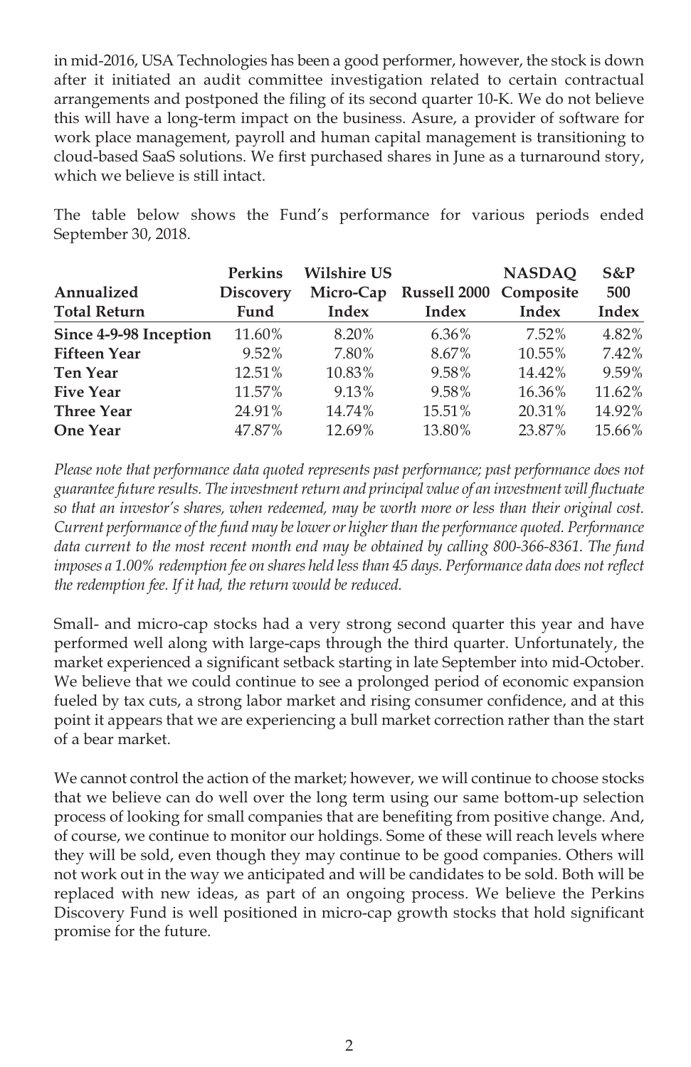in mid-2016, USA Technologies has been a good performer, however, the stock is down after it initiated an audit committee investigation related to certain contractual arrangements and postponed the filing of its second quarter 10-K. We do not believe this will have a long-term impact on the business. Asure, a provider of software for work place management, payroll and human capital management is transitioning to cloud-based SaaS solutions. We first purchased shares in June as a turnaround story, which we believe is still intact.

The table below shows the Fund's performance for various periods ended September 30, 2018.

| Annualized Total Return | Perkins Discovery Fund | Wilshire US Micro-Cap Index | Russell 2000 Index | NASDAQ Composite Index | S&P 500 Index |
|---|---|---|---|---|---|
| **Since 4-9-98 Inception** | 11.60% | 8.20% | 6.36% | 7.52% | 4.82% |
| **Fifteen Year** | 9.52% | 7.80% | 8.67% | 10.55% | 7.42% |
| **Ten Year** | 12.51% | 10.83% | 9.58% | 14.42% | 9.59% |
| **Five Year** | 11.57% | 9.13% | 9.58% | 16.36% | 11.62% |
| **Three Year** | 24.91% | 14.74% | 15.51% | 20.31% | 14.92% |
| **One Year** | 47.87% | 12.69% | 13.80% | 23.87% | 15.66% |

*Please note that performance data quoted represents past performance; past performance does not guarantee future results. The investment return and principal value of an investment will fluctuate so that an investor's shares, when redeemed, may be worth more or less than their original cost. Current performance of the fund may be lower or higher than the performance quoted. Performance data current to the most recent month end may be obtained by calling 800-366-8361. The fund imposes a 1.00% redemption fee on shares held less than 45 days. Performance data does not reflect the redemption fee. If it had, the return would be reduced.*

Small- and micro-cap stocks had a very strong second quarter this year and have performed well along with large-caps through the third quarter. Unfortunately, the market experienced a significant setback starting in late September into mid-October. We believe that we could continue to see a prolonged period of economic expansion fueled by tax cuts, a strong labor market and rising consumer confidence, and at this point it appears that we are experiencing a bull market correction rather than the start of a bear market.

We cannot control the action of the market; however, we will continue to choose stocks that we believe can do well over the long term using our same bottom-up selection process of looking for small companies that are benefiting from positive change. And, of course, we continue to monitor our holdings. Some of these will reach levels where they will be sold, even though they may continue to be good companies. Others will not work out in the way we anticipated and will be candidates to be sold. Both will be replaced with new ideas, as part of an ongoing process. We believe the Perkins Discovery Fund is well positioned in micro-cap growth stocks that hold significant promise for the future.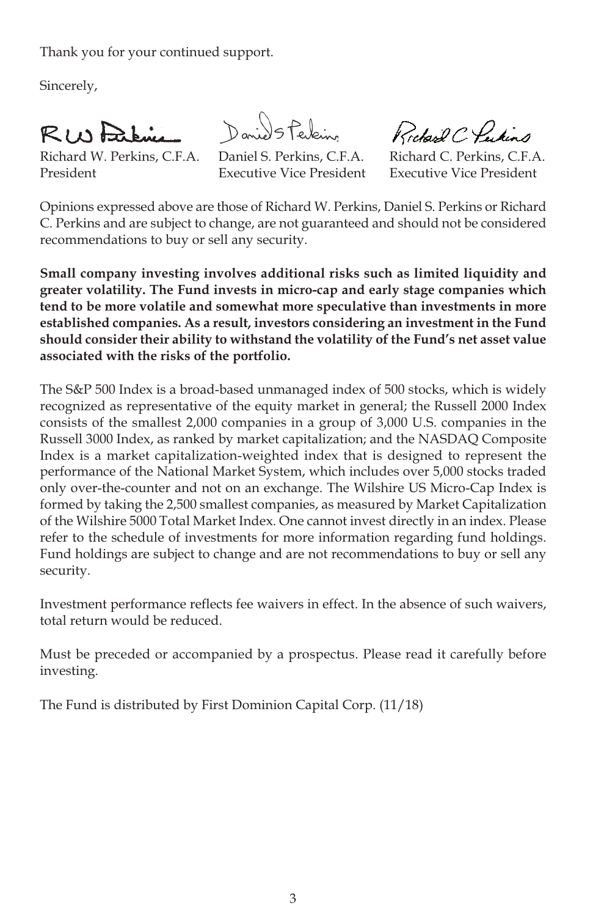Thank you for your continued support.

Sincerely,

| | | |
|---|---|---|
| Richard W. Perkins, C.F.A. | Daniel S. Perkins, C.F.A. | Richard C. Perkins, C.F.A. |
| President | Executive Vice President | Executive Vice President |

Opinions expressed above are those of Richard W. Perkins, Daniel S. Perkins or Richard C. Perkins and are subject to change, are not guaranteed and should not be considered recommendations to buy or sell any security.

**Small company investing involves additional risks such as limited liquidity and greater volatility. The Fund invests in micro-cap and early stage companies which tend to be more volatile and somewhat more speculative than investments in more established companies. As a result, investors considering an investment in the Fund should consider their ability to withstand the volatility of the Fund's net asset value associated with the risks of the portfolio.**

The S&P 500 Index is a broad-based unmanaged index of 500 stocks, which is widely recognized as representative of the equity market in general; the Russell 2000 Index consists of the smallest 2,000 companies in a group of 3,000 U.S. companies in the Russell 3000 Index, as ranked by market capitalization; and the NASDAQ Composite Index is a market capitalization-weighted index that is designed to represent the performance of the National Market System, which includes over 5,000 stocks traded only over-the-counter and not on an exchange. The Wilshire US Micro-Cap Index is formed by taking the 2,500 smallest companies, as measured by Market Capitalization of the Wilshire 5000 Total Market Index. One cannot invest directly in an index. Please refer to the schedule of investments for more information regarding fund holdings. Fund holdings are subject to change and are not recommendations to buy or sell any security.

Investment performance reflects fee waivers in effect. In the absence of such waivers, total return would be reduced.

Must be preceded or accompanied by a prospectus. Please read it carefully before investing.

The Fund is distributed by First Dominion Capital Corp. (11/18)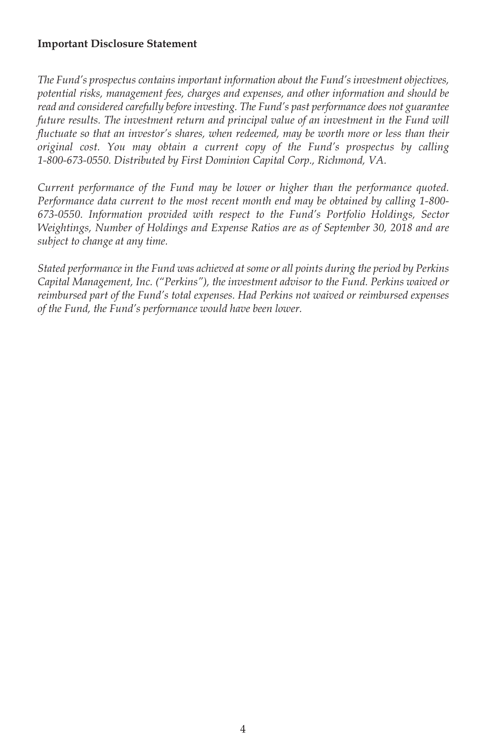**Important Disclosure Statement**

*The Fund's prospectus contains important information about the Fund's investment objectives, potential risks, management fees, charges and expenses, and other information and should be read and considered carefully before investing. The Fund's past performance does not guarantee future results. The investment return and principal value of an investment in the Fund will fluctuate so that an investor's shares, when redeemed, may be worth more or less than their original cost. You may obtain a current copy of the Fund's prospectus by calling 1-800-673-0550. Distributed by First Dominion Capital Corp., Richmond, VA.*

*Current performance of the Fund may be lower or higher than the performance quoted. Performance data current to the most recent month end may be obtained by calling 1-800-673-0550. Information provided with respect to the Fund's Portfolio Holdings, Sector Weightings, Number of Holdings and Expense Ratios are as of September 30, 2018 and are subject to change at any time.*

*Stated performance in the Fund was achieved at some or all points during the period by Perkins Capital Management, Inc. ("Perkins"), the investment advisor to the Fund. Perkins waived or reimbursed part of the Fund's total expenses. Had Perkins not waived or reimbursed expenses of the Fund, the Fund's performance would have been lower.*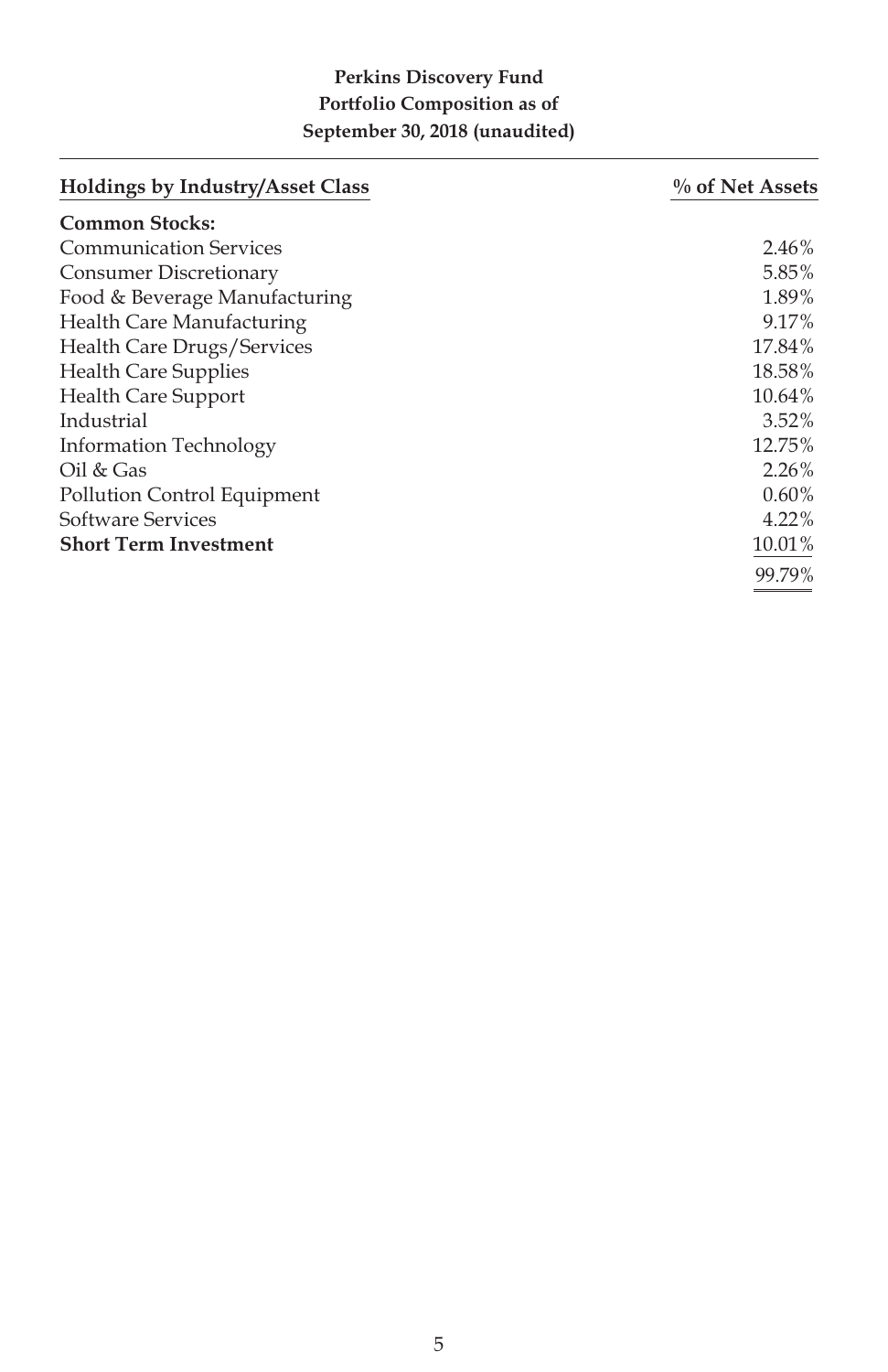**Perkins Discovery Fund**
**Portfolio Composition as of**
**September 30, 2018 (unaudited)**

| Holdings by Industry/Asset Class | % of Net Assets |
|---|---|
| **Common Stocks:** | |
| Communication Services | 2.46% |
| Consumer Discretionary | 5.85% |
| Food & Beverage Manufacturing | 1.89% |
| Health Care Manufacturing | 9.17% |
| Health Care Drugs/Services | 17.84% |
| Health Care Supplies | 18.58% |
| Health Care Support | 10.64% |
| Industrial | 3.52% |
| Information Technology | 12.75% |
| Oil & Gas | 2.26% |
| Pollution Control Equipment | 0.60% |
| Software Services | 4.22% |
| **Short Term Investment** | 10.01% |
| | 99.79% |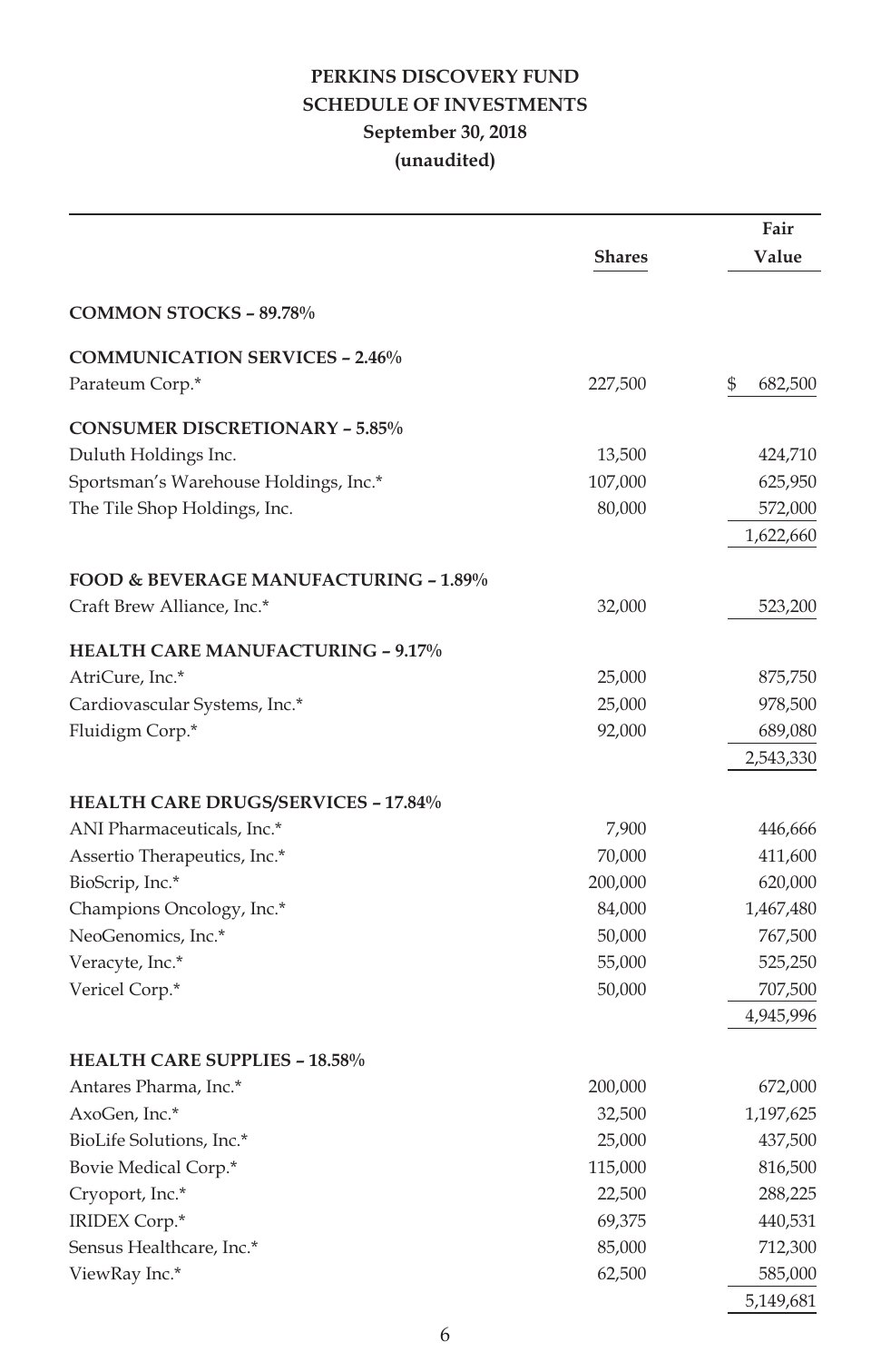# PERKINS DISCOVERY FUND
## SCHEDULE OF INVESTMENTS
### September 30, 2018
### (unaudited)

| | Shares | Fair Value |
|---|---|---|
| **COMMON STOCKS – 89.78%** | | |
| **COMMUNICATION SERVICES – 2.46%** | | |
| Parateum Corp.* | 227,500 | $ 682,500 |
| **CONSUMER DISCRETIONARY – 5.85%** | | |
| Duluth Holdings Inc. | 13,500 | 424,710 |
| Sportsman's Warehouse Holdings, Inc.* | 107,000 | 625,950 |
| The Tile Shop Holdings, Inc. | 80,000 | 572,000 |
| | | 1,622,660 |
| **FOOD & BEVERAGE MANUFACTURING – 1.89%** | | |
| Craft Brew Alliance, Inc.* | 32,000 | 523,200 |
| **HEALTH CARE MANUFACTURING – 9.17%** | | |
| AtriCure, Inc.* | 25,000 | 875,750 |
| Cardiovascular Systems, Inc.* | 25,000 | 978,500 |
| Fluidigm Corp.* | 92,000 | 689,080 |
| | | 2,543,330 |
| **HEALTH CARE DRUGS/SERVICES – 17.84%** | | |
| ANI Pharmaceuticals, Inc.* | 7,900 | 446,666 |
| Assertio Therapeutics, Inc.* | 70,000 | 411,600 |
| BioScrip, Inc.* | 200,000 | 620,000 |
| Champions Oncology, Inc.* | 84,000 | 1,467,480 |
| NeoGenomics, Inc.* | 50,000 | 767,500 |
| Veracyte, Inc.* | 55,000 | 525,250 |
| Vericel Corp.* | 50,000 | 707,500 |
| | | 4,945,996 |
| **HEALTH CARE SUPPLIES – 18.58%** | | |
| Antares Pharma, Inc.* | 200,000 | 672,000 |
| AxoGen, Inc.* | 32,500 | 1,197,625 |
| BioLife Solutions, Inc.* | 25,000 | 437,500 |
| Bovie Medical Corp.* | 115,000 | 816,500 |
| Cryoport, Inc.* | 22,500 | 288,225 |
| IRIDEX Corp.* | 69,375 | 440,531 |
| Sensus Healthcare, Inc.* | 85,000 | 712,300 |
| ViewRay Inc.* | 62,500 | 585,000 |
| | | 5,149,681 |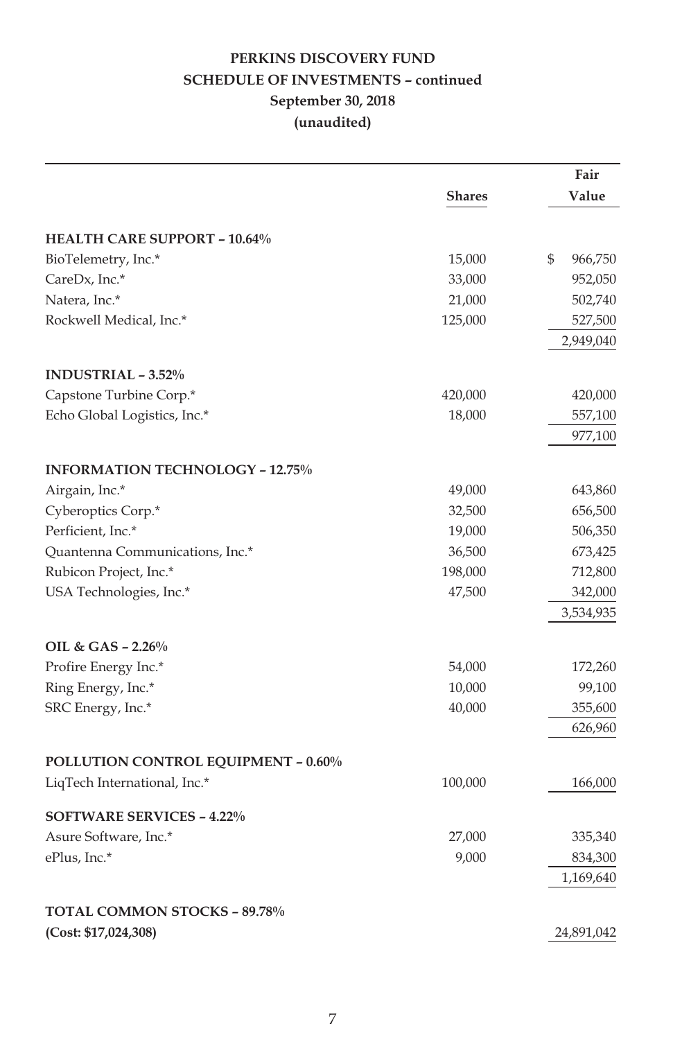**PERKINS DISCOVERY FUND**
**SCHEDULE OF INVESTMENTS – continued**
**September 30, 2018**
**(unaudited)**

| | Shares | Fair Value |
|---|---|---|
| **HEALTH CARE SUPPORT – 10.64%** | | |
| BioTelemetry, Inc.* | 15,000 | $ 966,750 |
| CareDx, Inc.* | 33,000 | 952,050 |
| Natera, Inc.* | 21,000 | 502,740 |
| Rockwell Medical, Inc.* | 125,000 | 527,500 |
| | | 2,949,040 |
| **INDUSTRIAL – 3.52%** | | |
| Capstone Turbine Corp.* | 420,000 | 420,000 |
| Echo Global Logistics, Inc.* | 18,000 | 557,100 |
| | | 977,100 |
| **INFORMATION TECHNOLOGY – 12.75%** | | |
| Airgain, Inc.* | 49,000 | 643,860 |
| Cyberoptics Corp.* | 32,500 | 656,500 |
| Perficient, Inc.* | 19,000 | 506,350 |
| Quantenna Communications, Inc.* | 36,500 | 673,425 |
| Rubicon Project, Inc.* | 198,000 | 712,800 |
| USA Technologies, Inc.* | 47,500 | 342,000 |
| | | 3,534,935 |
| **OIL & GAS – 2.26%** | | |
| Profire Energy Inc.* | 54,000 | 172,260 |
| Ring Energy, Inc.* | 10,000 | 99,100 |
| SRC Energy, Inc.* | 40,000 | 355,600 |
| | | 626,960 |
| **POLLUTION CONTROL EQUIPMENT – 0.60%** | | |
| LiqTech International, Inc.* | 100,000 | 166,000 |
| **SOFTWARE SERVICES – 4.22%** | | |
| Asure Software, Inc.* | 27,000 | 335,340 |
| ePlus, Inc.* | 9,000 | 834,300 |
| | | 1,169,640 |
| **TOTAL COMMON STOCKS – 89.78%** | | |
| **(Cost: $17,024,308)** | | 24,891,042 |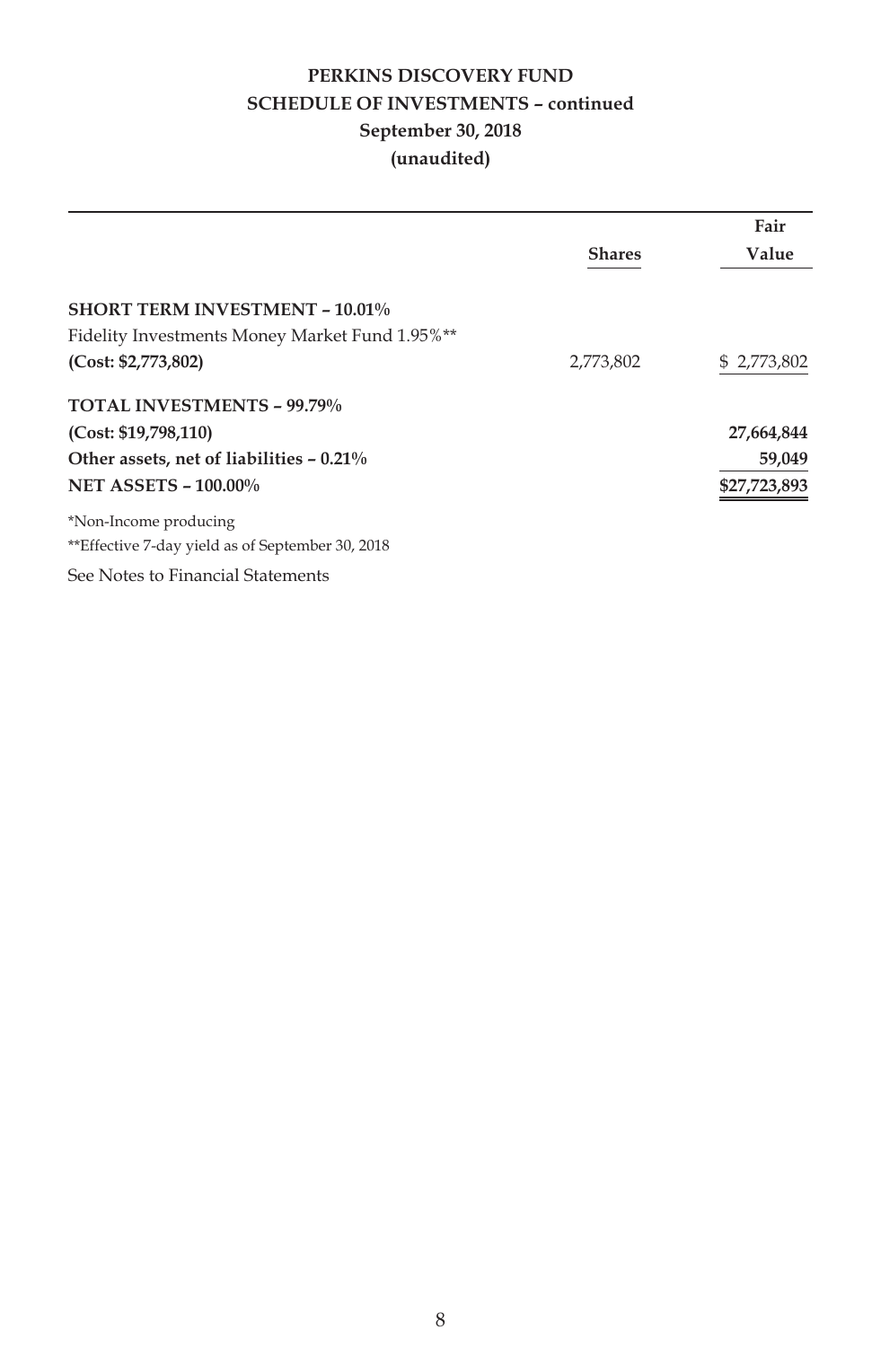# PERKINS DISCOVERY FUND
## SCHEDULE OF INVESTMENTS – continued
### September 30, 2018
### (unaudited)

| | Shares | Fair Value |
|---|---|---|
| **SHORT TERM INVESTMENT – 10.01%** | | |
| Fidelity Investments Money Market Fund 1.95%** | | |
| **(Cost: $2,773,802)** | 2,773,802 | $ 2,773,802 |
| **TOTAL INVESTMENTS – 99.79%** | | |
| **(Cost: $19,798,110)** | | **27,664,844** |
| **Other assets, net of liabilities – 0.21%** | | **59,049** |
| **NET ASSETS – 100.00%** | | **$27,723,893** |

*Non-Income producing

**Effective 7-day yield as of September 30, 2018

See Notes to Financial Statements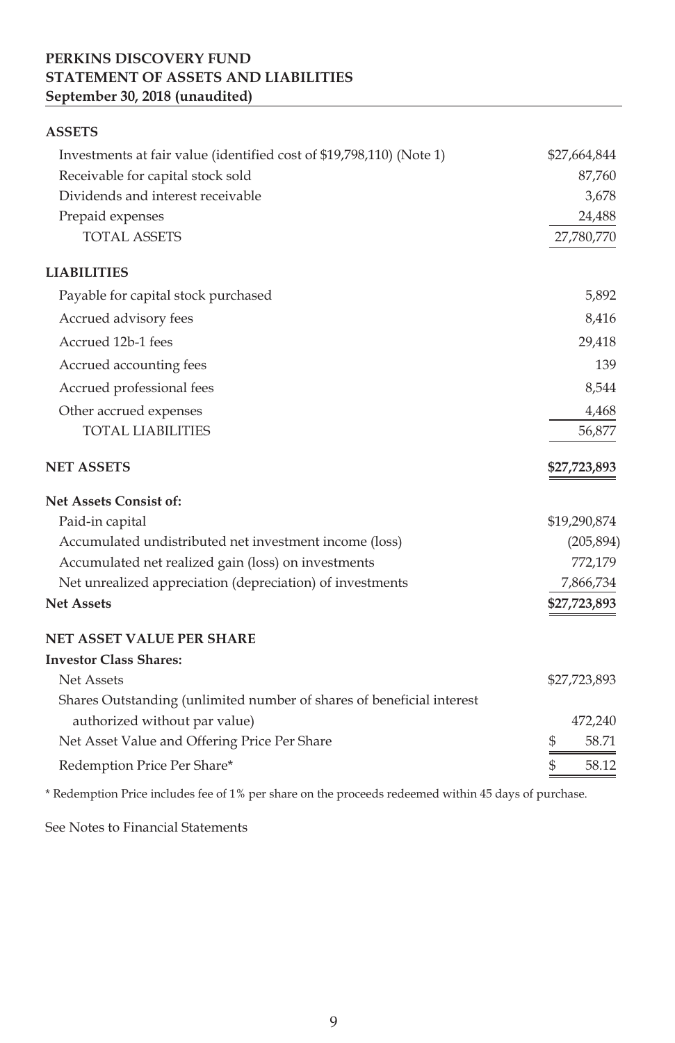**PERKINS DISCOVERY FUND**
**STATEMENT OF ASSETS AND LIABILITIES**
**September 30, 2018 (unaudited)**

| | |
|---|---|
| **ASSETS** | |
| Investments at fair value (identified cost of $19,798,110) (Note 1) | $27,664,844 |
| Receivable for capital stock sold | 87,760 |
| Dividends and interest receivable | 3,678 |
| Prepaid expenses | 24,488 |
| TOTAL ASSETS | 27,780,770 |
| **LIABILITIES** | |
| Payable for capital stock purchased | 5,892 |
| Accrued advisory fees | 8,416 |
| Accrued 12b-1 fees | 29,418 |
| Accrued accounting fees | 139 |
| Accrued professional fees | 8,544 |
| Other accrued expenses | 4,468 |
| TOTAL LIABILITIES | 56,877 |
| **NET ASSETS** | **$27,723,893** |
| **Net Assets Consist of:** | |
| Paid-in capital | $19,290,874 |
| Accumulated undistributed net investment income (loss) | (205,894) |
| Accumulated net realized gain (loss) on investments | 772,179 |
| Net unrealized appreciation (depreciation) of investments | 7,866,734 |
| **Net Assets** | $27,723,893 |
| **NET ASSET VALUE PER SHARE** | |
| **Investor Class Shares:** | |
| Net Assets | $27,723,893 |
| Shares Outstanding (unlimited number of shares of beneficial interest authorized without par value) | 472,240 |
| Net Asset Value and Offering Price Per Share | $ 58.71 |
| Redemption Price Per Share* | $ 58.12 |

\* Redemption Price includes fee of 1% per share on the proceeds redeemed within 45 days of purchase.

See Notes to Financial Statements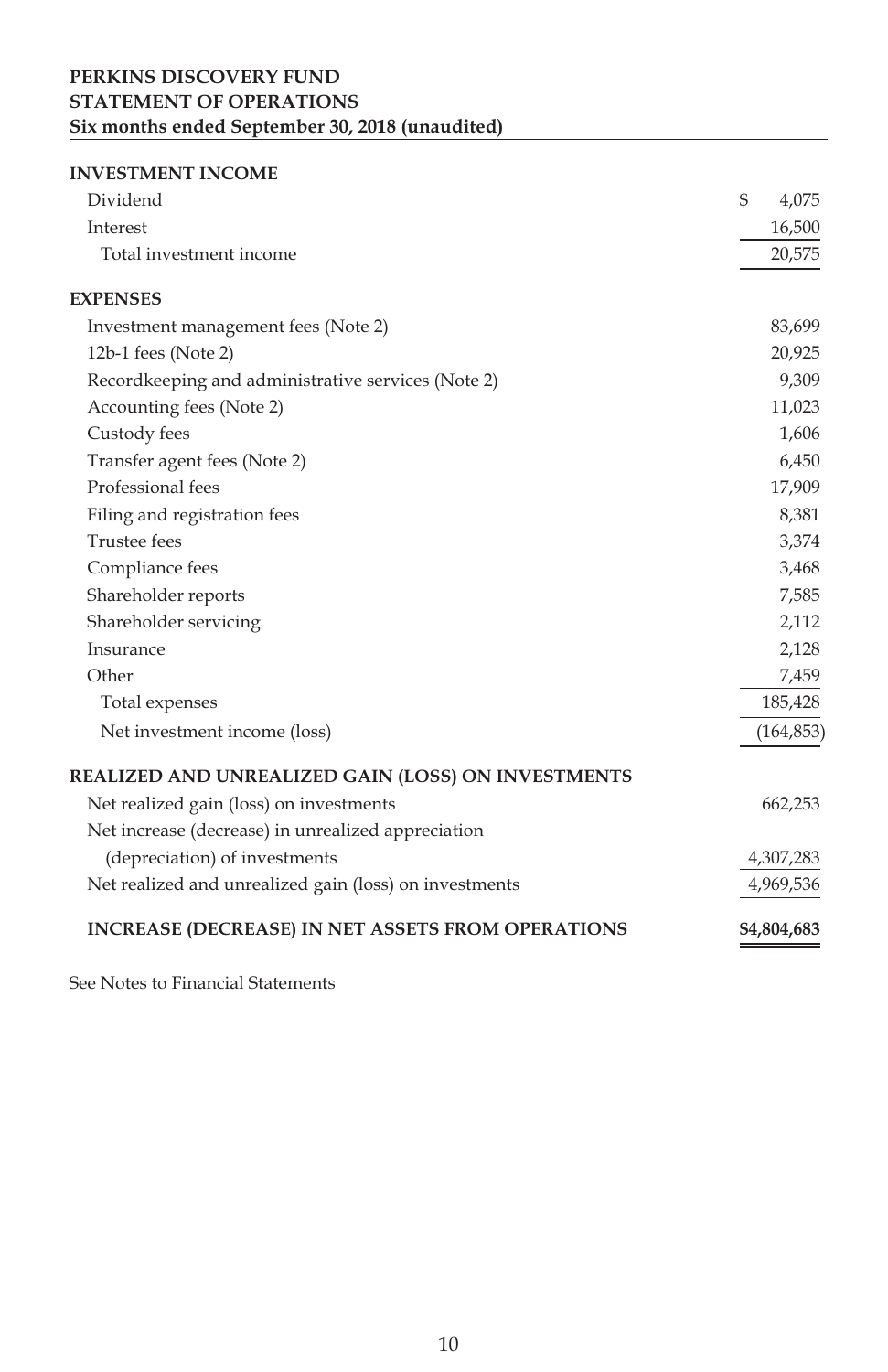**PERKINS DISCOVERY FUND**
**STATEMENT OF OPERATIONS**
**Six months ended September 30, 2018 (unaudited)**

| | |
|---|---|
| **INVESTMENT INCOME** | |
| Dividend | $ 4,075 |
| Interest | 16,500 |
| Total investment income | 20,575 |
| **EXPENSES** | |
| Investment management fees (Note 2) | 83,699 |
| 12b-1 fees (Note 2) | 20,925 |
| Recordkeeping and administrative services (Note 2) | 9,309 |
| Accounting fees (Note 2) | 11,023 |
| Custody fees | 1,606 |
| Transfer agent fees (Note 2) | 6,450 |
| Professional fees | 17,909 |
| Filing and registration fees | 8,381 |
| Trustee fees | 3,374 |
| Compliance fees | 3,468 |
| Shareholder reports | 7,585 |
| Shareholder servicing | 2,112 |
| Insurance | 2,128 |
| Other | 7,459 |
| Total expenses | 185,428 |
| Net investment income (loss) | (164,853) |
| **REALIZED AND UNREALIZED GAIN (LOSS) ON INVESTMENTS** | |
| Net realized gain (loss) on investments | 662,253 |
| Net increase (decrease) in unrealized appreciation (depreciation) of investments | 4,307,283 |
| Net realized and unrealized gain (loss) on investments | 4,969,536 |
| **INCREASE (DECREASE) IN NET ASSETS FROM OPERATIONS** | **$4,804,683** |

See Notes to Financial Statements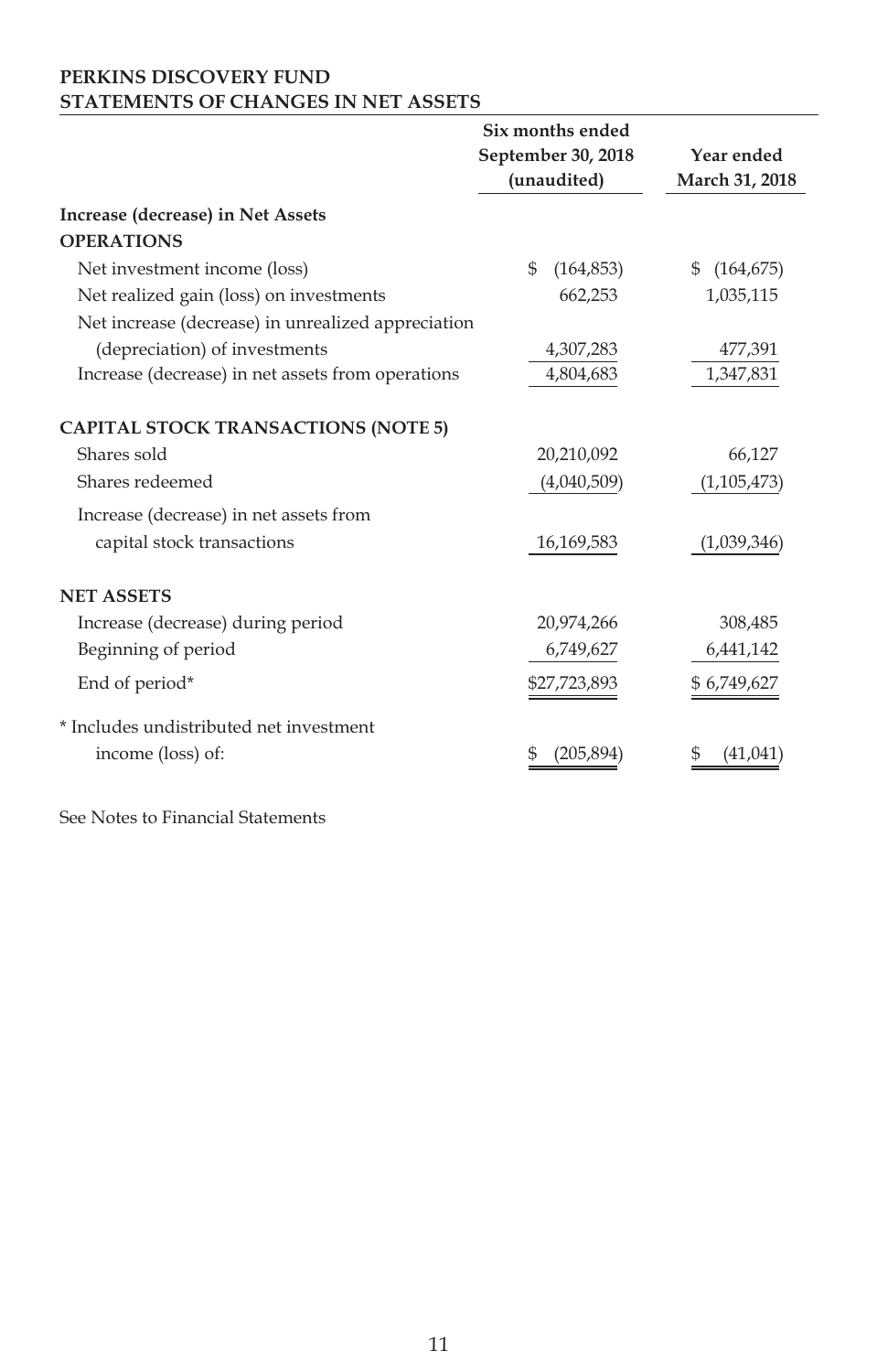**PERKINS DISCOVERY FUND**
**STATEMENTS OF CHANGES IN NET ASSETS**

| | Six months ended September 30, 2018 (unaudited) | Year ended March 31, 2018 |
|---|---|---|
| **Increase (decrease) in Net Assets** | | |
| **OPERATIONS** | | |
| Net investment income (loss) | $ (164,853) | $ (164,675) |
| Net realized gain (loss) on investments | 662,253 | 1,035,115 |
| Net increase (decrease) in unrealized appreciation (depreciation) of investments | 4,307,283 | 477,391 |
| Increase (decrease) in net assets from operations | 4,804,683 | 1,347,831 |
| **CAPITAL STOCK TRANSACTIONS (NOTE 5)** | | |
| Shares sold | 20,210,092 | 66,127 |
| Shares redeemed | (4,040,509) | (1,105,473) |
| Increase (decrease) in net assets from capital stock transactions | 16,169,583 | (1,039,346) |
| **NET ASSETS** | | |
| Increase (decrease) during period | 20,974,266 | 308,485 |
| Beginning of period | 6,749,627 | 6,441,142 |
| End of period* | $27,723,893 | $ 6,749,627 |
| * Includes undistributed net investment income (loss) of: | $ (205,894) | $ (41,041) |

See Notes to Financial Statements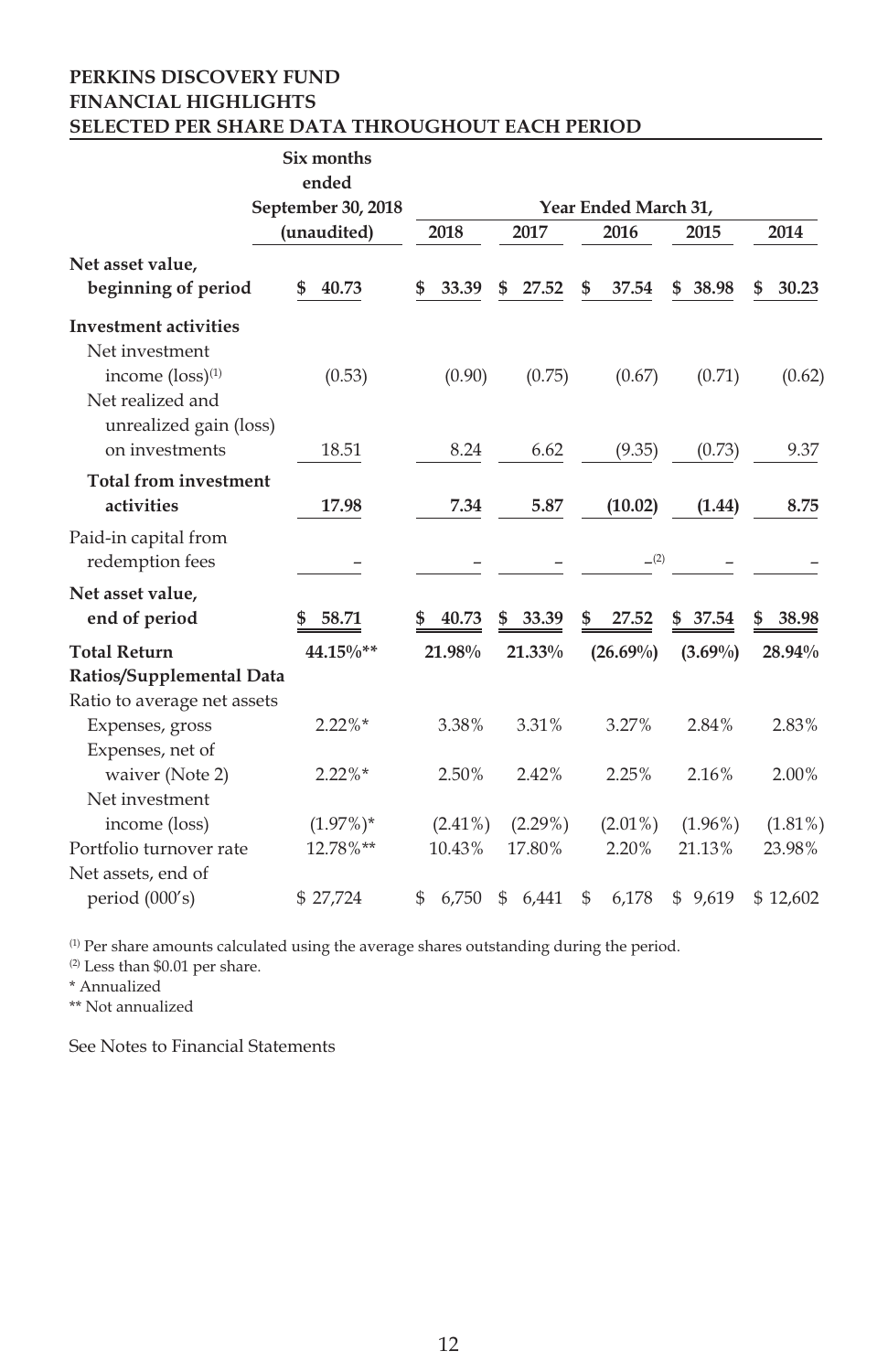**PERKINS DISCOVERY FUND**
**FINANCIAL HIGHLIGHTS**
**SELECTED PER SHARE DATA THROUGHOUT EACH PERIOD**

| | Six months ended September 30, 2018 (unaudited) | Year Ended March 31, 2018 | 2017 | 2016 | 2015 | 2014 |
|---|---|---|---|---|---|---|
| **Net asset value, beginning of period** | **$ 40.73** | **$ 33.39** | **$ 27.52** | **$ 37.54** | **$ 38.98** | **$ 30.23** |
| **Investment activities** | | | | | | |
| Net investment income (loss)[1] | (0.53) | (0.90) | (0.75) | (0.67) | (0.71) | (0.62) |
| Net realized and unrealized gain (loss) on investments | 18.51 | 8.24 | 6.62 | (9.35) | (0.73) | 9.37 |
| **Total from investment activities** | **17.98** | **7.34** | **5.87** | **(10.02)** | **(1.44)** | **8.75** |
| Paid-in capital from redemption fees | – | – | – | –[2] | – | – |
| **Net asset value, end of period** | **$ 58.71** | **$ 40.73** | **$ 33.39** | **$ 27.52** | **$ 37.54** | **$ 38.98** |
| **Total Return** | **44.15%\*\*** | **21.98%** | **21.33%** | **(26.69%)** | **(3.69%)** | **28.94%** |
| **Ratios/Supplemental Data** | | | | | | |
| Ratio to average net assets | | | | | | |
| Expenses, gross | 2.22%* | 3.38% | 3.31% | 3.27% | 2.84% | 2.83% |
| Expenses, net of waiver (Note 2) | 2.22%* | 2.50% | 2.42% | 2.25% | 2.16% | 2.00% |
| Net investment income (loss) | (1.97%)* | (2.41%) | (2.29%) | (2.01%) | (1.96%) | (1.81%) |
| Portfolio turnover rate | 12.78%** | 10.43% | 17.80% | 2.20% | 21.13% | 23.98% |
| Net assets, end of period (000's) | $ 27,724 | $ 6,750 | $ 6,441 | $ 6,178 | $ 9,619 | $ 12,602 |

[1] Per share amounts calculated using the average shares outstanding during the period.
[2] Less than $0.01 per share.
\* Annualized
\*\* Not annualized

See Notes to Financial Statements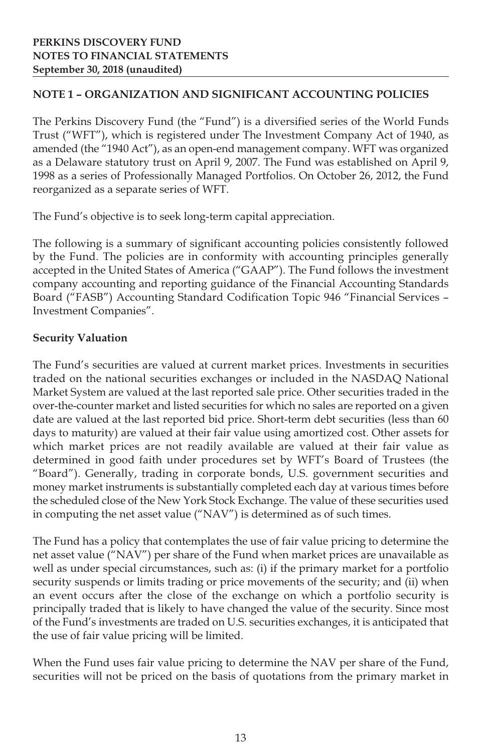**PERKINS DISCOVERY FUND**
**NOTES TO FINANCIAL STATEMENTS**
**September 30, 2018 (unaudited)**

## NOTE 1 – ORGANIZATION AND SIGNIFICANT ACCOUNTING POLICIES

The Perkins Discovery Fund (the "Fund") is a diversified series of the World Funds Trust ("WFT"), which is registered under The Investment Company Act of 1940, as amended (the "1940 Act"), as an open-end management company. WFT was organized as a Delaware statutory trust on April 9, 2007. The Fund was established on April 9, 1998 as a series of Professionally Managed Portfolios. On October 26, 2012, the Fund reorganized as a separate series of WFT.

The Fund's objective is to seek long-term capital appreciation.

The following is a summary of significant accounting policies consistently followed by the Fund. The policies are in conformity with accounting principles generally accepted in the United States of America ("GAAP"). The Fund follows the investment company accounting and reporting guidance of the Financial Accounting Standards Board ("FASB") Accounting Standard Codification Topic 946 "Financial Services – Investment Companies".

### Security Valuation

The Fund's securities are valued at current market prices. Investments in securities traded on the national securities exchanges or included in the NASDAQ National Market System are valued at the last reported sale price. Other securities traded in the over-the-counter market and listed securities for which no sales are reported on a given date are valued at the last reported bid price. Short-term debt securities (less than 60 days to maturity) are valued at their fair value using amortized cost. Other assets for which market prices are not readily available are valued at their fair value as determined in good faith under procedures set by WFT's Board of Trustees (the "Board"). Generally, trading in corporate bonds, U.S. government securities and money market instruments is substantially completed each day at various times before the scheduled close of the New York Stock Exchange. The value of these securities used in computing the net asset value ("NAV") is determined as of such times.

The Fund has a policy that contemplates the use of fair value pricing to determine the net asset value ("NAV") per share of the Fund when market prices are unavailable as well as under special circumstances, such as: (i) if the primary market for a portfolio security suspends or limits trading or price movements of the security; and (ii) when an event occurs after the close of the exchange on which a portfolio security is principally traded that is likely to have changed the value of the security. Since most of the Fund's investments are traded on U.S. securities exchanges, it is anticipated that the use of fair value pricing will be limited.

When the Fund uses fair value pricing to determine the NAV per share of the Fund, securities will not be priced on the basis of quotations from the primary market in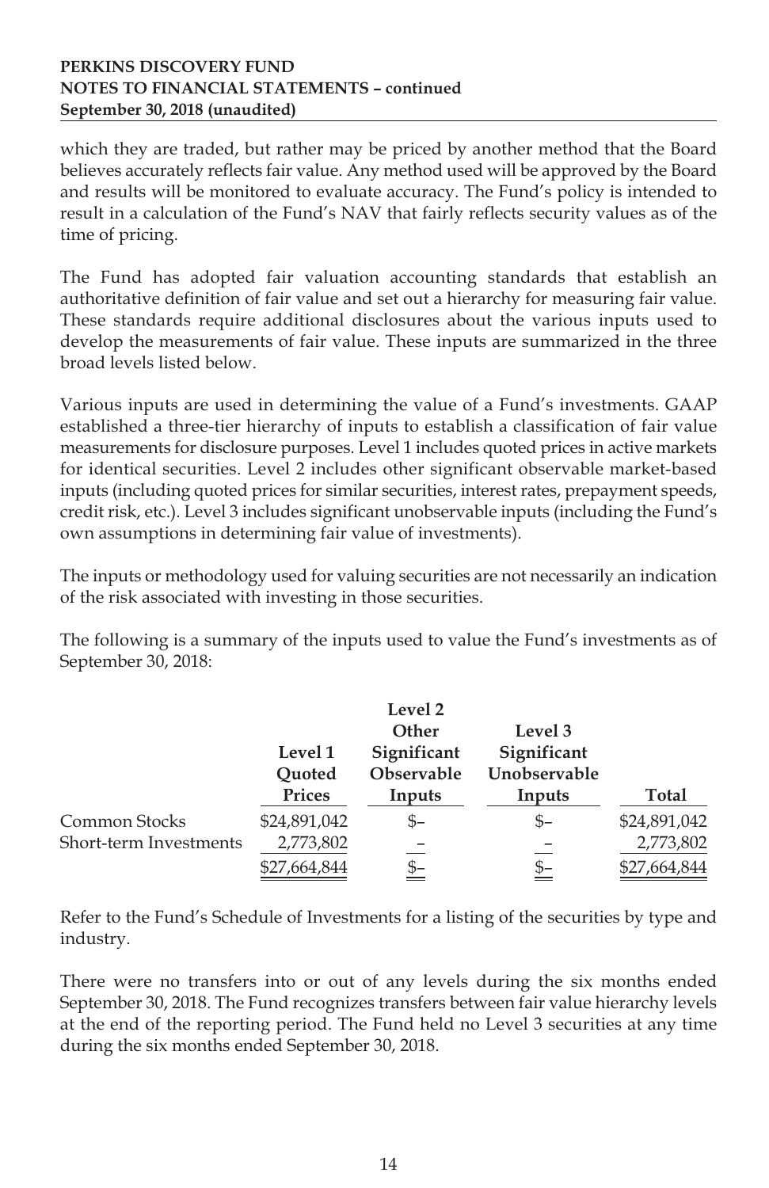which they are traded, but rather may be priced by another method that the Board believes accurately reflects fair value. Any method used will be approved by the Board and results will be monitored to evaluate accuracy. The Fund's policy is intended to result in a calculation of the Fund's NAV that fairly reflects security values as of the time of pricing.

The Fund has adopted fair valuation accounting standards that establish an authoritative definition of fair value and set out a hierarchy for measuring fair value. These standards require additional disclosures about the various inputs used to develop the measurements of fair value. These inputs are summarized in the three broad levels listed below.

Various inputs are used in determining the value of a Fund's investments. GAAP established a three-tier hierarchy of inputs to establish a classification of fair value measurements for disclosure purposes. Level 1 includes quoted prices in active markets for identical securities. Level 2 includes other significant observable market-based inputs (including quoted prices for similar securities, interest rates, prepayment speeds, credit risk, etc.). Level 3 includes significant unobservable inputs (including the Fund's own assumptions in determining fair value of investments).

The inputs or methodology used for valuing securities are not necessarily an indication of the risk associated with investing in those securities.

The following is a summary of the inputs used to value the Fund's investments as of September 30, 2018:

| | Level 1 Quoted Prices | Level 2 Other Significant Observable Inputs | Level 3 Significant Unobservable Inputs | Total |
|---|---|---|---|---|
| Common Stocks | $24,891,042 | $– | $– | $24,891,042 |
| Short-term Investments | 2,773,802 | – | – | 2,773,802 |
| | $27,664,844 | $– | $– | $27,664,844 |

Refer to the Fund's Schedule of Investments for a listing of the securities by type and industry.

There were no transfers into or out of any levels during the six months ended September 30, 2018. The Fund recognizes transfers between fair value hierarchy levels at the end of the reporting period. The Fund held no Level 3 securities at any time during the six months ended September 30, 2018.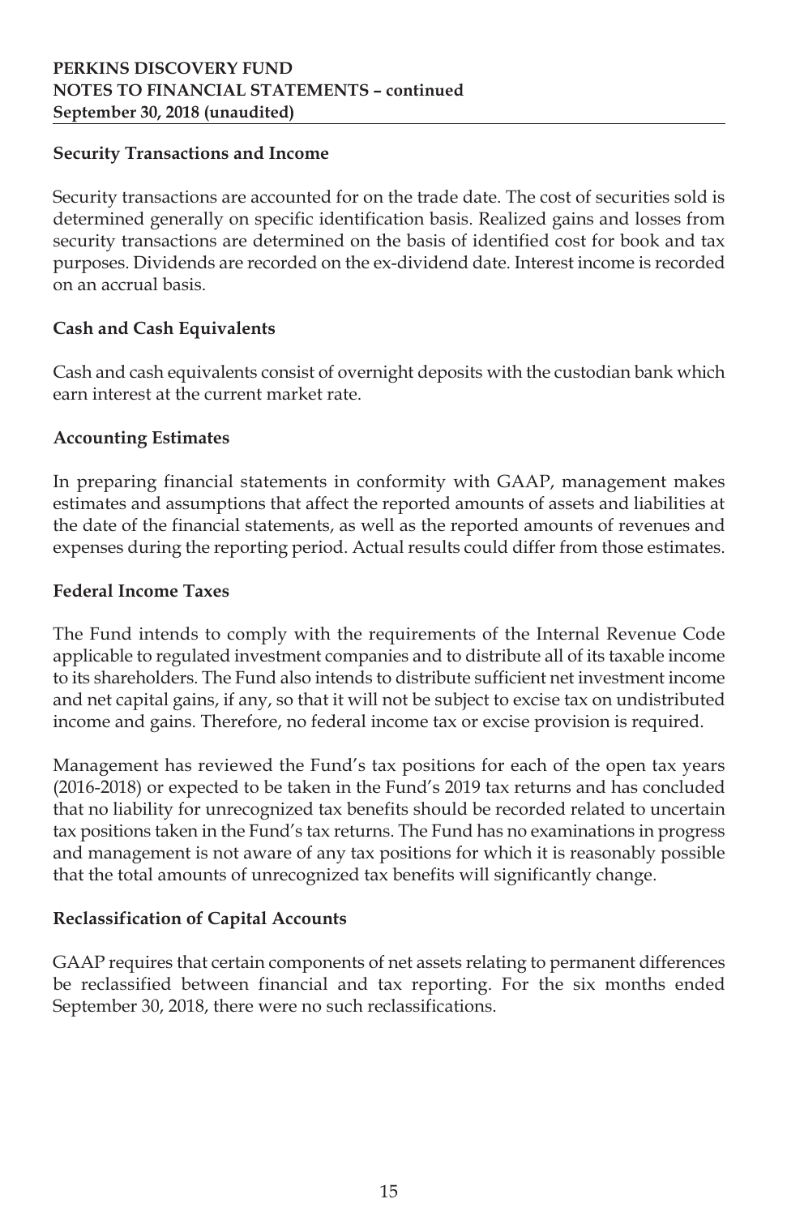### Security Transactions and Income

Security transactions are accounted for on the trade date. The cost of securities sold is determined generally on specific identification basis. Realized gains and losses from security transactions are determined on the basis of identified cost for book and tax purposes. Dividends are recorded on the ex-dividend date. Interest income is recorded on an accrual basis.

### Cash and Cash Equivalents

Cash and cash equivalents consist of overnight deposits with the custodian bank which earn interest at the current market rate.

### Accounting Estimates

In preparing financial statements in conformity with GAAP, management makes estimates and assumptions that affect the reported amounts of assets and liabilities at the date of the financial statements, as well as the reported amounts of revenues and expenses during the reporting period. Actual results could differ from those estimates.

### Federal Income Taxes

The Fund intends to comply with the requirements of the Internal Revenue Code applicable to regulated investment companies and to distribute all of its taxable income to its shareholders. The Fund also intends to distribute sufficient net investment income and net capital gains, if any, so that it will not be subject to excise tax on undistributed income and gains. Therefore, no federal income tax or excise provision is required.

Management has reviewed the Fund's tax positions for each of the open tax years (2016-2018) or expected to be taken in the Fund's 2019 tax returns and has concluded that no liability for unrecognized tax benefits should be recorded related to uncertain tax positions taken in the Fund's tax returns. The Fund has no examinations in progress and management is not aware of any tax positions for which it is reasonably possible that the total amounts of unrecognized tax benefits will significantly change.

### Reclassification of Capital Accounts

GAAP requires that certain components of net assets relating to permanent differences be reclassified between financial and tax reporting. For the six months ended September 30, 2018, there were no such reclassifications.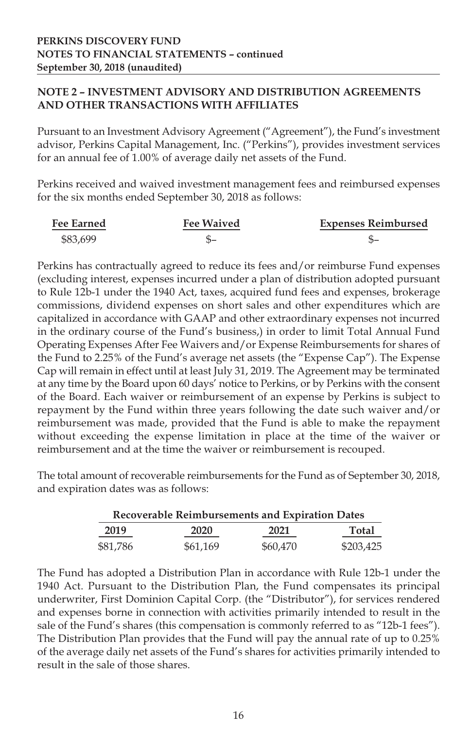**PERKINS DISCOVERY FUND**
**NOTES TO FINANCIAL STATEMENTS – continued**
**September 30, 2018 (unaudited)**

## NOTE 2 – INVESTMENT ADVISORY AND DISTRIBUTION AGREEMENTS AND OTHER TRANSACTIONS WITH AFFILIATES

Pursuant to an Investment Advisory Agreement ("Agreement"), the Fund's investment advisor, Perkins Capital Management, Inc. ("Perkins"), provides investment services for an annual fee of 1.00% of average daily net assets of the Fund.

Perkins received and waived investment management fees and reimbursed expenses for the six months ended September 30, 2018 as follows:

| Fee Earned | Fee Waived | Expenses Reimbursed |
|---|---|---|
| $83,699 | $– | $– |

Perkins has contractually agreed to reduce its fees and/or reimburse Fund expenses (excluding interest, expenses incurred under a plan of distribution adopted pursuant to Rule 12b-1 under the 1940 Act, taxes, acquired fund fees and expenses, brokerage commissions, dividend expenses on short sales and other expenditures which are capitalized in accordance with GAAP and other extraordinary expenses not incurred in the ordinary course of the Fund's business,) in order to limit Total Annual Fund Operating Expenses After Fee Waivers and/or Expense Reimbursements for shares of the Fund to 2.25% of the Fund's average net assets (the "Expense Cap"). The Expense Cap will remain in effect until at least July 31, 2019. The Agreement may be terminated at any time by the Board upon 60 days' notice to Perkins, or by Perkins with the consent of the Board. Each waiver or reimbursement of an expense by Perkins is subject to repayment by the Fund within three years following the date such waiver and/or reimbursement was made, provided that the Fund is able to make the repayment without exceeding the expense limitation in place at the time of the waiver or reimbursement and at the time the waiver or reimbursement is recouped.

The total amount of recoverable reimbursements for the Fund as of September 30, 2018, and expiration dates was as follows:

| Recoverable Reimbursements and Expiration Dates | | | |
|---|---|---|---|
| 2019 | 2020 | 2021 | Total |
| $81,786 | $61,169 | $60,470 | $203,425 |

The Fund has adopted a Distribution Plan in accordance with Rule 12b-1 under the 1940 Act. Pursuant to the Distribution Plan, the Fund compensates its principal underwriter, First Dominion Capital Corp. (the "Distributor"), for services rendered and expenses borne in connection with activities primarily intended to result in the sale of the Fund's shares (this compensation is commonly referred to as "12b-1 fees"). The Distribution Plan provides that the Fund will pay the annual rate of up to 0.25% of the average daily net assets of the Fund's shares for activities primarily intended to result in the sale of those shares.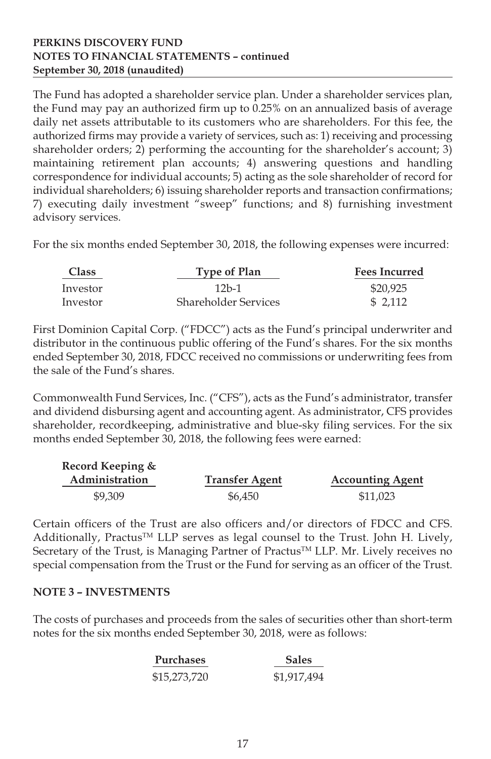The Fund has adopted a shareholder service plan. Under a shareholder services plan, the Fund may pay an authorized firm up to 0.25% on an annualized basis of average daily net assets attributable to its customers who are shareholders. For this fee, the authorized firms may provide a variety of services, such as: 1) receiving and processing shareholder orders; 2) performing the accounting for the shareholder's account; 3) maintaining retirement plan accounts; 4) answering questions and handling correspondence for individual accounts; 5) acting as the sole shareholder of record for individual shareholders; 6) issuing shareholder reports and transaction confirmations; 7) executing daily investment "sweep" functions; and 8) furnishing investment advisory services.

For the six months ended September 30, 2018, the following expenses were incurred:

| Class | Type of Plan | Fees Incurred |
|---|---|---|
| Investor | 12b-1 | $20,925 |
| Investor | Shareholder Services | $ 2,112 |

First Dominion Capital Corp. ("FDCC") acts as the Fund's principal underwriter and distributor in the continuous public offering of the Fund's shares. For the six months ended September 30, 2018, FDCC received no commissions or underwriting fees from the sale of the Fund's shares.

Commonwealth Fund Services, Inc. ("CFS"), acts as the Fund's administrator, transfer and dividend disbursing agent and accounting agent. As administrator, CFS provides shareholder, recordkeeping, administrative and blue-sky filing services. For the six months ended September 30, 2018, the following fees were earned:

| Record Keeping & Administration | Transfer Agent | Accounting Agent |
|---|---|---|
| $9,309 | $6,450 | $11,023 |

Certain officers of the Trust are also officers and/or directors of FDCC and CFS. Additionally, Practus™ LLP serves as legal counsel to the Trust. John H. Lively, Secretary of the Trust, is Managing Partner of Practus™ LLP. Mr. Lively receives no special compensation from the Trust or the Fund for serving as an officer of the Trust.

## NOTE 3 – INVESTMENTS

The costs of purchases and proceeds from the sales of securities other than short-term notes for the six months ended September 30, 2018, were as follows:

| Purchases | Sales |
|---|---|
| $15,273,720 | $1,917,494 |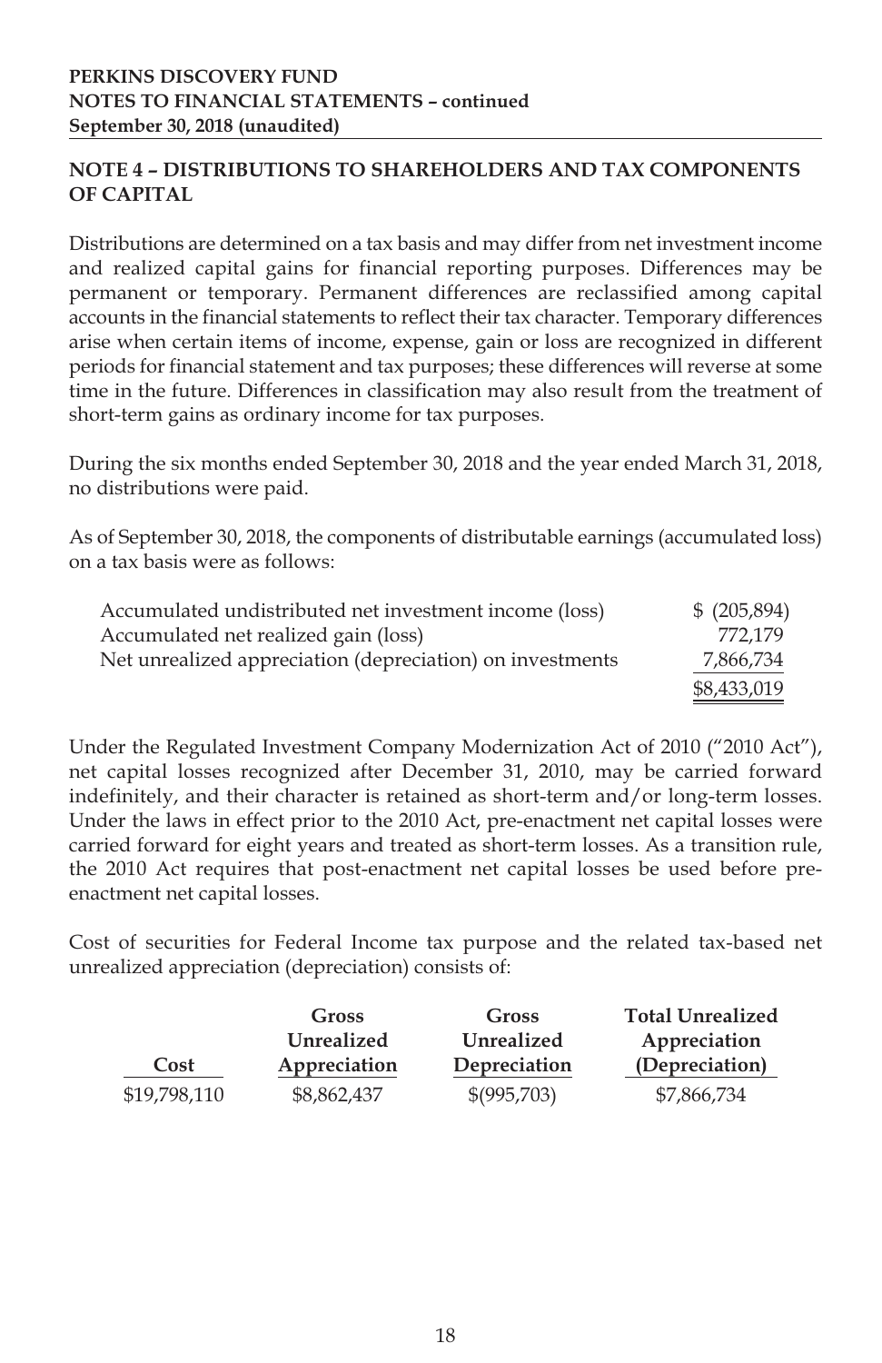**PERKINS DISCOVERY FUND**
**NOTES TO FINANCIAL STATEMENTS – continued**
**September 30, 2018 (unaudited)**

## NOTE 4 – DISTRIBUTIONS TO SHAREHOLDERS AND TAX COMPONENTS OF CAPITAL

Distributions are determined on a tax basis and may differ from net investment income and realized capital gains for financial reporting purposes. Differences may be permanent or temporary. Permanent differences are reclassified among capital accounts in the financial statements to reflect their tax character. Temporary differences arise when certain items of income, expense, gain or loss are recognized in different periods for financial statement and tax purposes; these differences will reverse at some time in the future. Differences in classification may also result from the treatment of short-term gains as ordinary income for tax purposes.

During the six months ended September 30, 2018 and the year ended March 31, 2018, no distributions were paid.

As of September 30, 2018, the components of distributable earnings (accumulated loss) on a tax basis were as follows:

| | |
|---|---|
| Accumulated undistributed net investment income (loss) | $ (205,894) |
| Accumulated net realized gain (loss) | 772,179 |
| Net unrealized appreciation (depreciation) on investments | 7,866,734 |
| | $8,433,019 |

Under the Regulated Investment Company Modernization Act of 2010 ("2010 Act"), net capital losses recognized after December 31, 2010, may be carried forward indefinitely, and their character is retained as short-term and/or long-term losses. Under the laws in effect prior to the 2010 Act, pre-enactment net capital losses were carried forward for eight years and treated as short-term losses. As a transition rule, the 2010 Act requires that post-enactment net capital losses be used before pre-enactment net capital losses.

Cost of securities for Federal Income tax purpose and the related tax-based net unrealized appreciation (depreciation) consists of:

| Cost | Gross Unrealized Appreciation | Gross Unrealized Depreciation | Total Unrealized Appreciation (Depreciation) |
|---|---|---|---|
| $19,798,110 | $8,862,437 | $(995,703) | $7,866,734 |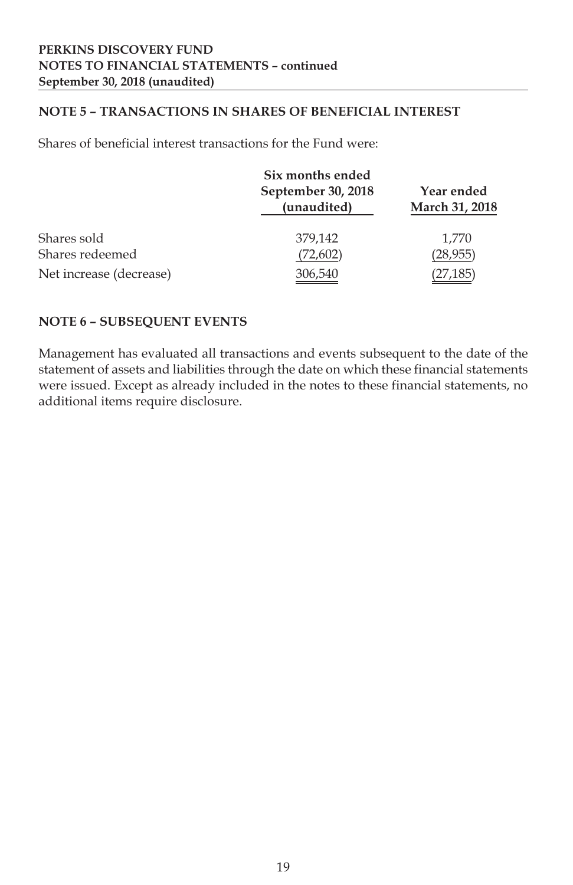## NOTE 5 – TRANSACTIONS IN SHARES OF BENEFICIAL INTEREST

Shares of beneficial interest transactions for the Fund were:

| | Six months ended September 30, 2018 (unaudited) | Year ended March 31, 2018 |
|---|---|---|
| Shares sold | 379,142 | 1,770 |
| Shares redeemed | (72,602) | (28,955) |
| Net increase (decrease) | 306,540 | (27,185) |

## NOTE 6 – SUBSEQUENT EVENTS

Management has evaluated all transactions and events subsequent to the date of the statement of assets and liabilities through the date on which these financial statements were issued. Except as already included in the notes to these financial statements, no additional items require disclosure.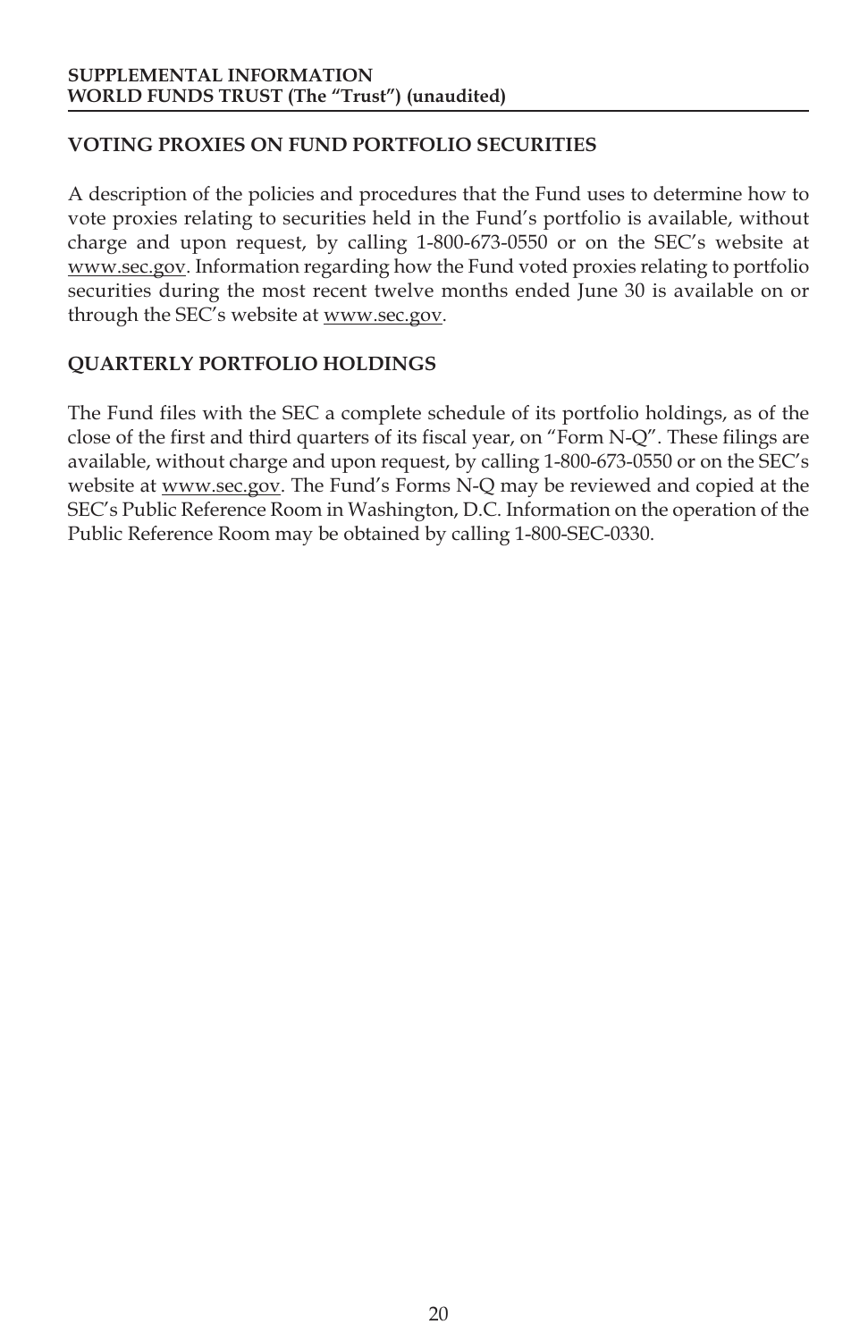**SUPPLEMENTAL INFORMATION**
**WORLD FUNDS TRUST (The "Trust") (unaudited)**

## VOTING PROXIES ON FUND PORTFOLIO SECURITIES

A description of the policies and procedures that the Fund uses to determine how to vote proxies relating to securities held in the Fund's portfolio is available, without charge and upon request, by calling 1-800-673-0550 or on the SEC's website at www.sec.gov. Information regarding how the Fund voted proxies relating to portfolio securities during the most recent twelve months ended June 30 is available on or through the SEC's website at www.sec.gov.

## QUARTERLY PORTFOLIO HOLDINGS

The Fund files with the SEC a complete schedule of its portfolio holdings, as of the close of the first and third quarters of its fiscal year, on "Form N-Q". These filings are available, without charge and upon request, by calling 1-800-673-0550 or on the SEC's website at www.sec.gov. The Fund's Forms N-Q may be reviewed and copied at the SEC's Public Reference Room in Washington, D.C. Information on the operation of the Public Reference Room may be obtained by calling 1-800-SEC-0330.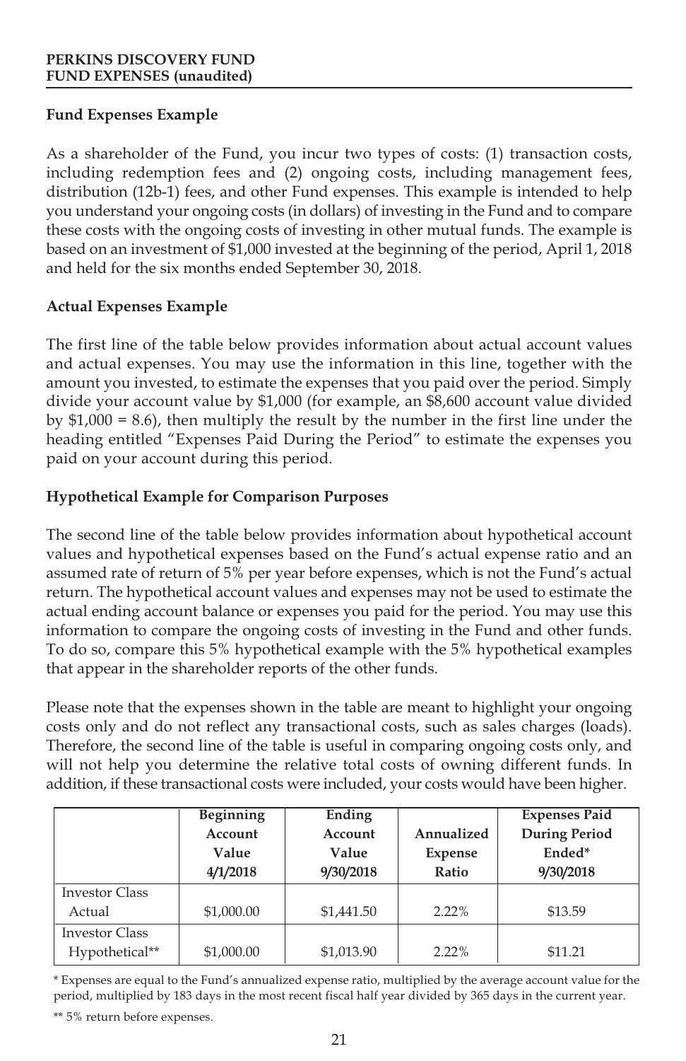## Fund Expenses Example

As a shareholder of the Fund, you incur two types of costs: (1) transaction costs, including redemption fees and (2) ongoing costs, including management fees, distribution (12b-1) fees, and other Fund expenses. This example is intended to help you understand your ongoing costs (in dollars) of investing in the Fund and to compare these costs with the ongoing costs of investing in other mutual funds. The example is based on an investment of $1,000 invested at the beginning of the period, April 1, 2018 and held for the six months ended September 30, 2018.

## Actual Expenses Example

The first line of the table below provides information about actual account values and actual expenses. You may use the information in this line, together with the amount you invested, to estimate the expenses that you paid over the period. Simply divide your account value by $1,000 (for example, an $8,600 account value divided by $1,000 = 8.6), then multiply the result by the number in the first line under the heading entitled "Expenses Paid During the Period" to estimate the expenses you paid on your account during this period.

## Hypothetical Example for Comparison Purposes

The second line of the table below provides information about hypothetical account values and hypothetical expenses based on the Fund's actual expense ratio and an assumed rate of return of 5% per year before expenses, which is not the Fund's actual return. The hypothetical account values and expenses may not be used to estimate the actual ending account balance or expenses you paid for the period. You may use this information to compare the ongoing costs of investing in the Fund and other funds. To do so, compare this 5% hypothetical example with the 5% hypothetical examples that appear in the shareholder reports of the other funds.

Please note that the expenses shown in the table are meant to highlight your ongoing costs only and do not reflect any transactional costs, such as sales charges (loads). Therefore, the second line of the table is useful in comparing ongoing costs only, and will not help you determine the relative total costs of owning different funds. In addition, if these transactional costs were included, your costs would have been higher.

| | Beginning Account Value 4/1/2018 | Ending Account Value 9/30/2018 | Annualized Expense Ratio | Expenses Paid During Period Ended* 9/30/2018 |
|---|---|---|---|---|
| Investor Class Actual | $1,000.00 | $1,441.50 | 2.22% | $13.59 |
| Investor Class Hypothetical** | $1,000.00 | $1,013.90 | 2.22% | $11.21 |

\* Expenses are equal to the Fund's annualized expense ratio, multiplied by the average account value for the period, multiplied by 183 days in the most recent fiscal half year divided by 365 days in the current year.

\*\* 5% return before expenses.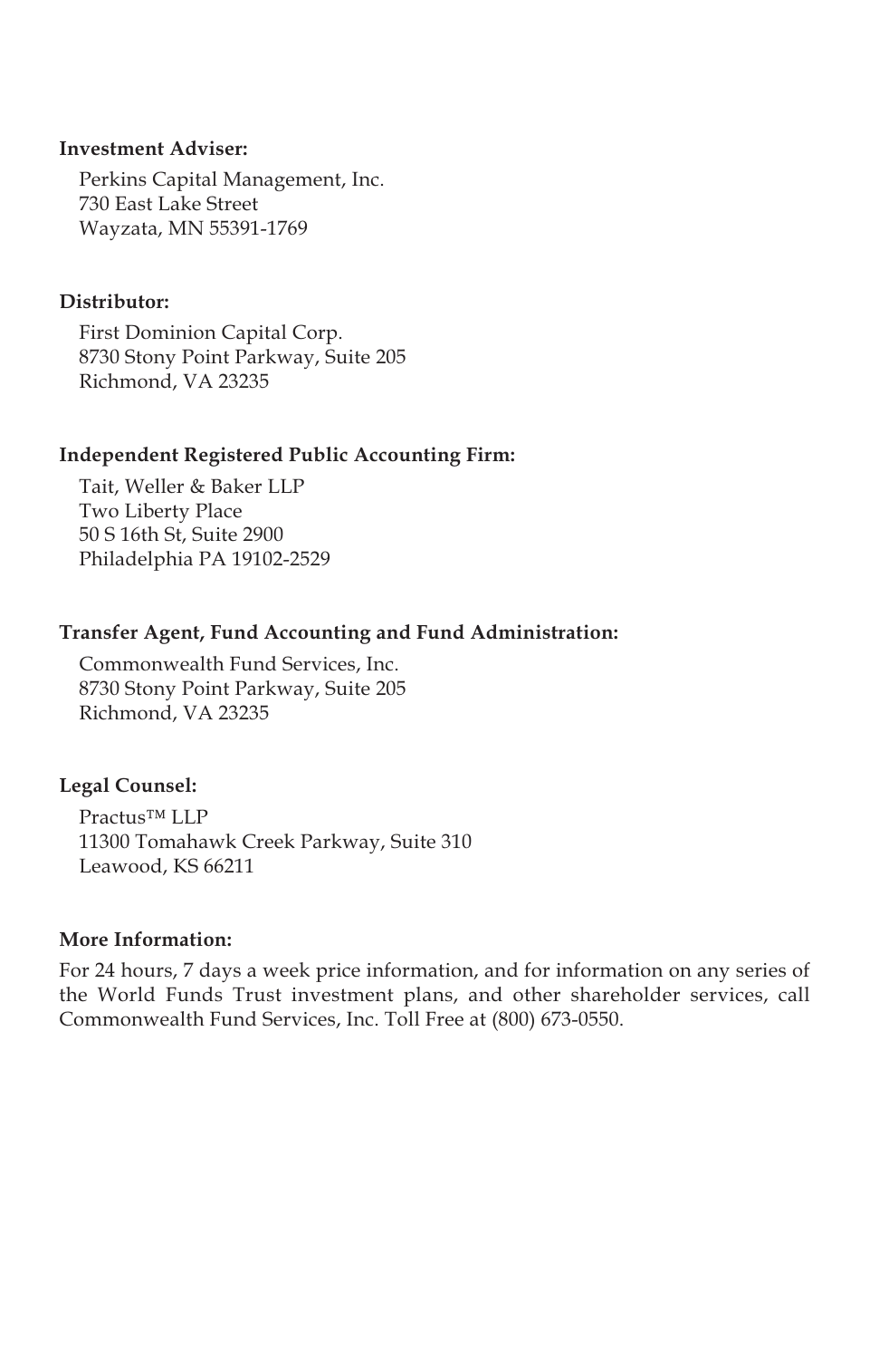**Investment Adviser:**

Perkins Capital Management, Inc.
730 East Lake Street
Wayzata, MN 55391-1769

**Distributor:**

First Dominion Capital Corp.
8730 Stony Point Parkway, Suite 205
Richmond, VA 23235

**Independent Registered Public Accounting Firm:**

Tait, Weller & Baker LLP
Two Liberty Place
50 S 16th St, Suite 2900
Philadelphia PA 19102-2529

**Transfer Agent, Fund Accounting and Fund Administration:**

Commonwealth Fund Services, Inc.
8730 Stony Point Parkway, Suite 205
Richmond, VA 23235

**Legal Counsel:**

Practus™ LLP
11300 Tomahawk Creek Parkway, Suite 310
Leawood, KS 66211

**More Information:**

For 24 hours, 7 days a week price information, and for information on any series of the World Funds Trust investment plans, and other shareholder services, call Commonwealth Fund Services, Inc. Toll Free at (800) 673-0550.